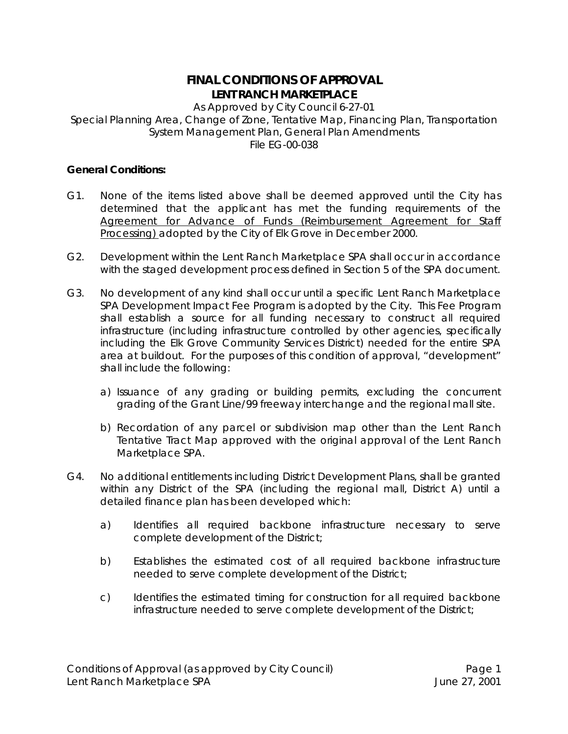# FINAL CONDITIONS OF APPROVAL

## LENT RANCH MARKETPLACE

As Approved by City Council 6-27-01
Special Planning Area, Change of Zone, Tentative Map, Financing Plan, Transportation System Management Plan, General Plan Amendments
File EG-00-038

**General Conditions:**

G1. None of the items listed above shall be deemed approved until the City has determined that the applicant has met the funding requirements of the Agreement for Advance of Funds (Reimbursement Agreement for Staff Processing) adopted by the City of Elk Grove in December 2000.

G2. Development within the Lent Ranch Marketplace SPA shall occur in accordance with the staged development process defined in Section 5 of the SPA document.

G3. No development of any kind shall occur until a specific Lent Ranch Marketplace SPA Development Impact Fee Program is adopted by the City. This Fee Program shall establish a source for all funding necessary to construct all required infrastructure (including infrastructure controlled by other agencies, specifically including the Elk Grove Community Services District) needed for the entire SPA area at buildout. For the purposes of this condition of approval, "development" shall include the following:

a) Issuance of any grading or building permits, excluding the concurrent grading of the Grant Line/99 freeway interchange and the regional mall site.

b) Recordation of any parcel or subdivision map other than the Lent Ranch Tentative Tract Map approved with the original approval of the Lent Ranch Marketplace SPA.

G4. No additional entitlements including District Development Plans, shall be granted within any District of the SPA (including the regional mall, District A) until a detailed finance plan has been developed which:

a) Identifies all required backbone infrastructure necessary to serve complete development of the District;

b) Establishes the estimated cost of all required backbone infrastructure needed to serve complete development of the District;

c) Identifies the estimated timing for construction for all required backbone infrastructure needed to serve complete development of the District;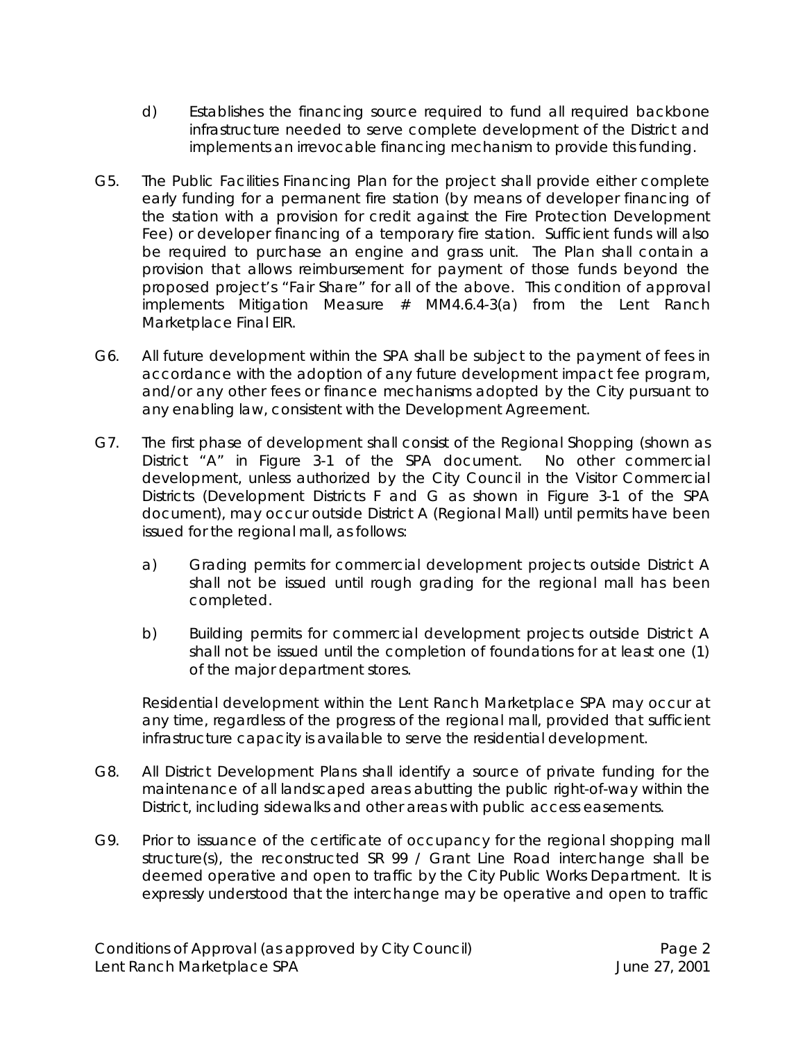d) Establishes the financing source required to fund all required backbone infrastructure needed to serve complete development of the District and implements an irrevocable financing mechanism to provide this funding.

G5. The Public Facilities Financing Plan for the project shall provide either complete early funding for a permanent fire station (by means of developer financing of the station with a provision for credit against the Fire Protection Development Fee) or developer financing of a temporary fire station. Sufficient funds will also be required to purchase an engine and grass unit. The Plan shall contain a provision that allows reimbursement for payment of those funds beyond the proposed project's "Fair Share" for all of the above. This condition of approval implements Mitigation Measure # MM4.6.4-3(a) from the Lent Ranch Marketplace Final EIR.

G6. All future development within the SPA shall be subject to the payment of fees in accordance with the adoption of any future development impact fee program, and/or any other fees or finance mechanisms adopted by the City pursuant to any enabling law, consistent with the Development Agreement.

G7. The first phase of development shall consist of the Regional Shopping (shown as District "A" in Figure 3-1 of the SPA document. No other commercial development, unless authorized by the City Council in the Visitor Commercial Districts (Development Districts F and G as shown in Figure 3-1 of the SPA document), may occur outside District A (Regional Mall) until permits have been issued for the regional mall, as follows:

a) Grading permits for commercial development projects outside District A shall not be issued until rough grading for the regional mall has been completed.

b) Building permits for commercial development projects outside District A shall not be issued until the completion of foundations for at least one (1) of the major department stores.

Residential development within the Lent Ranch Marketplace SPA may occur at any time, regardless of the progress of the regional mall, provided that sufficient infrastructure capacity is available to serve the residential development.

G8. All District Development Plans shall identify a source of private funding for the maintenance of all landscaped areas abutting the public right-of-way within the District, including sidewalks and other areas with public access easements.

G9. Prior to issuance of the certificate of occupancy for the regional shopping mall structure(s), the reconstructed SR 99 / Grant Line Road interchange shall be deemed operative and open to traffic by the City Public Works Department. It is expressly understood that the interchange may be operative and open to traffic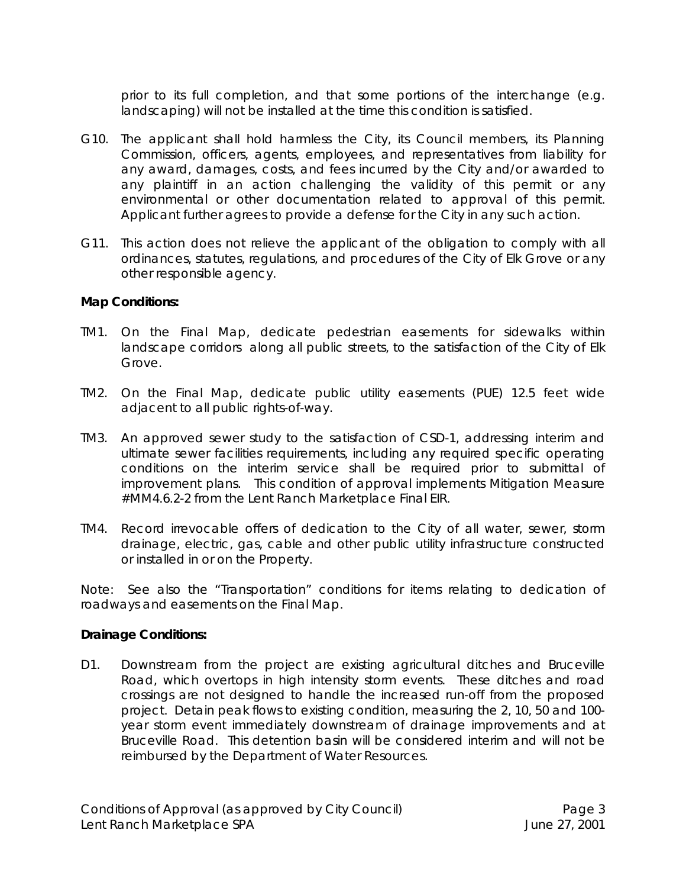prior to its full completion, and that some portions of the interchange (e.g. landscaping) will not be installed at the time this condition is satisfied.

G10. The applicant shall hold harmless the City, its Council members, its Planning Commission, officers, agents, employees, and representatives from liability for any award, damages, costs, and fees incurred by the City and/or awarded to any plaintiff in an action challenging the validity of this permit or any environmental or other documentation related to approval of this permit. Applicant further agrees to provide a defense for the City in any such action.

G11. This action does not relieve the applicant of the obligation to comply with all ordinances, statutes, regulations, and procedures of the City of Elk Grove or any other responsible agency.

**Map Conditions:**

TM1. On the Final Map, dedicate pedestrian easements for sidewalks within landscape corridors along all public streets, to the satisfaction of the City of Elk Grove.

TM2. On the Final Map, dedicate public utility easements (PUE) 12.5 feet wide adjacent to all public rights-of-way.

TM3. An approved sewer study to the satisfaction of CSD-1, addressing interim and ultimate sewer facilities requirements, including any required specific operating conditions on the interim service shall be required prior to submittal of improvement plans. This condition of approval implements Mitigation Measure #MM4.6.2-2 from the Lent Ranch Marketplace Final EIR.

TM4. Record irrevocable offers of dedication to the City of all water, sewer, storm drainage, electric, gas, cable and other public utility infrastructure constructed or installed in or on the Property.

Note: See also the "Transportation" conditions for items relating to dedication of roadways and easements on the Final Map.

**Drainage Conditions:**

D1. Downstream from the project are existing agricultural ditches and Bruceville Road, which overtops in high intensity storm events. These ditches and road crossings are not designed to handle the increased run-off from the proposed project. Detain peak flows to existing condition, measuring the 2, 10, 50 and 100-year storm event immediately downstream of drainage improvements and at Bruceville Road. This detention basin will be considered interim and will not be reimbursed by the Department of Water Resources.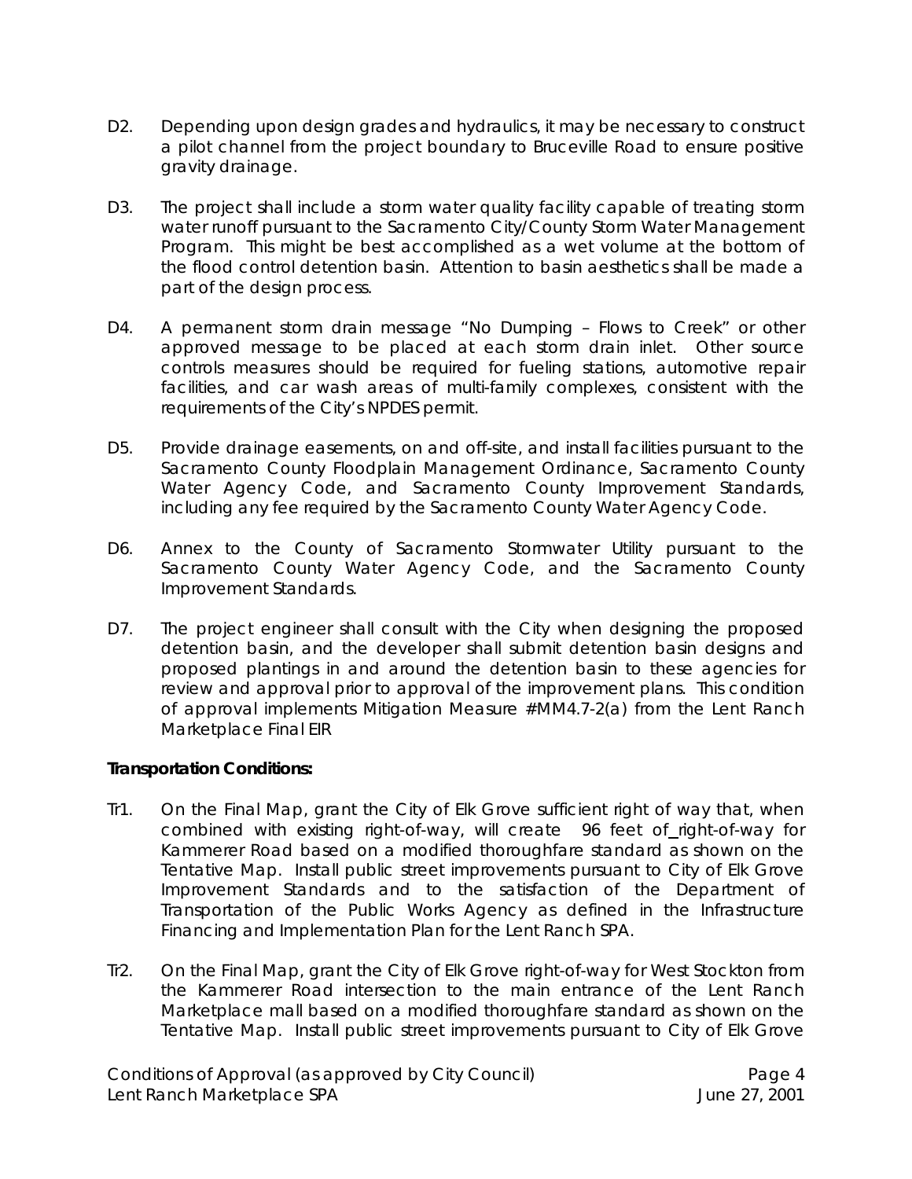D2. Depending upon design grades and hydraulics, it may be necessary to construct a pilot channel from the project boundary to Bruceville Road to ensure positive gravity drainage.

D3. The project shall include a storm water quality facility capable of treating storm water runoff pursuant to the Sacramento City/County Storm Water Management Program. This might be best accomplished as a wet volume at the bottom of the flood control detention basin. Attention to basin aesthetics shall be made a part of the design process.

D4. A permanent storm drain message "No Dumping – Flows to Creek" or other approved message to be placed at each storm drain inlet. Other source controls measures should be required for fueling stations, automotive repair facilities, and car wash areas of multi-family complexes, consistent with the requirements of the City's NPDES permit.

D5. Provide drainage easements, on and off-site, and install facilities pursuant to the Sacramento County Floodplain Management Ordinance, Sacramento County Water Agency Code, and Sacramento County Improvement Standards, including any fee required by the Sacramento County Water Agency Code.

D6. Annex to the County of Sacramento Stormwater Utility pursuant to the Sacramento County Water Agency Code, and the Sacramento County Improvement Standards.

D7. The project engineer shall consult with the City when designing the proposed detention basin, and the developer shall submit detention basin designs and proposed plantings in and around the detention basin to these agencies for review and approval prior to approval of the improvement plans. This condition of approval implements Mitigation Measure #MM4.7-2(a) from the Lent Ranch Marketplace Final EIR

**Transportation Conditions:**

Tr1. On the Final Map, grant the City of Elk Grove sufficient right of way that, when combined with existing right-of-way, will create 96 feet of right-of-way for Kammerer Road based on a modified thoroughfare standard as shown on the Tentative Map. Install public street improvements pursuant to City of Elk Grove Improvement Standards and to the satisfaction of the Department of Transportation of the Public Works Agency as defined in the Infrastructure Financing and Implementation Plan for the Lent Ranch SPA.

Tr2. On the Final Map, grant the City of Elk Grove right-of-way for West Stockton from the Kammerer Road intersection to the main entrance of the Lent Ranch Marketplace mall based on a modified thoroughfare standard as shown on the Tentative Map. Install public street improvements pursuant to City of Elk Grove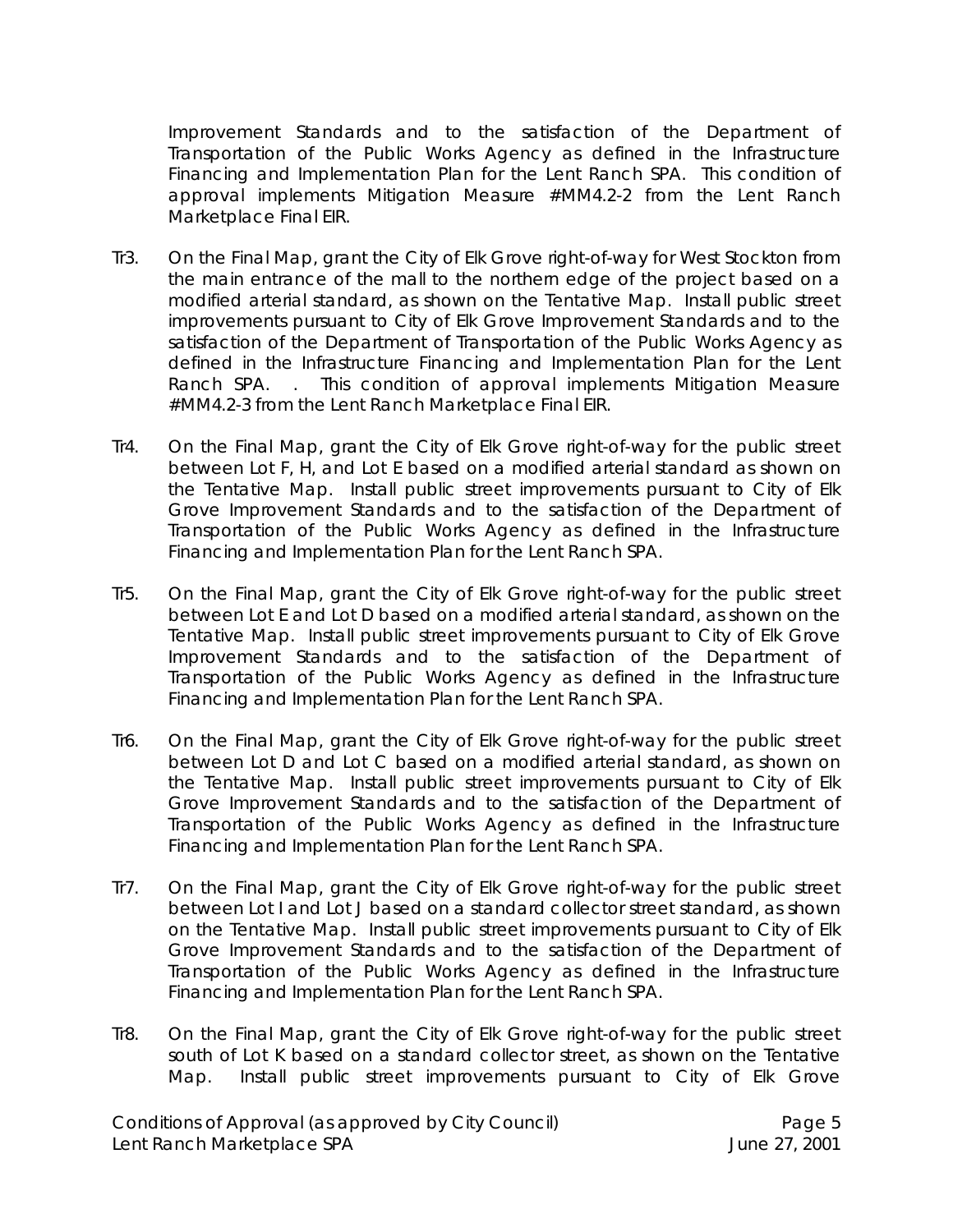Improvement Standards and to the satisfaction of the Department of Transportation of the Public Works Agency as defined in the Infrastructure Financing and Implementation Plan for the Lent Ranch SPA. This condition of approval implements Mitigation Measure #MM4.2-2 from the Lent Ranch Marketplace Final EIR.

Tr3. On the Final Map, grant the City of Elk Grove right-of-way for West Stockton from the main entrance of the mall to the northern edge of the project based on a modified arterial standard, as shown on the Tentative Map. Install public street improvements pursuant to City of Elk Grove Improvement Standards and to the satisfaction of the Department of Transportation of the Public Works Agency as defined in the Infrastructure Financing and Implementation Plan for the Lent Ranch SPA. . This condition of approval implements Mitigation Measure #MM4.2-3 from the Lent Ranch Marketplace Final EIR.

Tr4. On the Final Map, grant the City of Elk Grove right-of-way for the public street between Lot F, H, and Lot E based on a modified arterial standard as shown on the Tentative Map. Install public street improvements pursuant to City of Elk Grove Improvement Standards and to the satisfaction of the Department of Transportation of the Public Works Agency as defined in the Infrastructure Financing and Implementation Plan for the Lent Ranch SPA.

Tr5. On the Final Map, grant the City of Elk Grove right-of-way for the public street between Lot E and Lot D based on a modified arterial standard, as shown on the Tentative Map. Install public street improvements pursuant to City of Elk Grove Improvement Standards and to the satisfaction of the Department of Transportation of the Public Works Agency as defined in the Infrastructure Financing and Implementation Plan for the Lent Ranch SPA.

Tr6. On the Final Map, grant the City of Elk Grove right-of-way for the public street between Lot D and Lot C based on a modified arterial standard, as shown on the Tentative Map. Install public street improvements pursuant to City of Elk Grove Improvement Standards and to the satisfaction of the Department of Transportation of the Public Works Agency as defined in the Infrastructure Financing and Implementation Plan for the Lent Ranch SPA.

Tr7. On the Final Map, grant the City of Elk Grove right-of-way for the public street between Lot I and Lot J based on a standard collector street standard, as shown on the Tentative Map. Install public street improvements pursuant to City of Elk Grove Improvement Standards and to the satisfaction of the Department of Transportation of the Public Works Agency as defined in the Infrastructure Financing and Implementation Plan for the Lent Ranch SPA.

Tr8. On the Final Map, grant the City of Elk Grove right-of-way for the public street south of Lot K based on a standard collector street, as shown on the Tentative Map. Install public street improvements pursuant to City of Elk Grove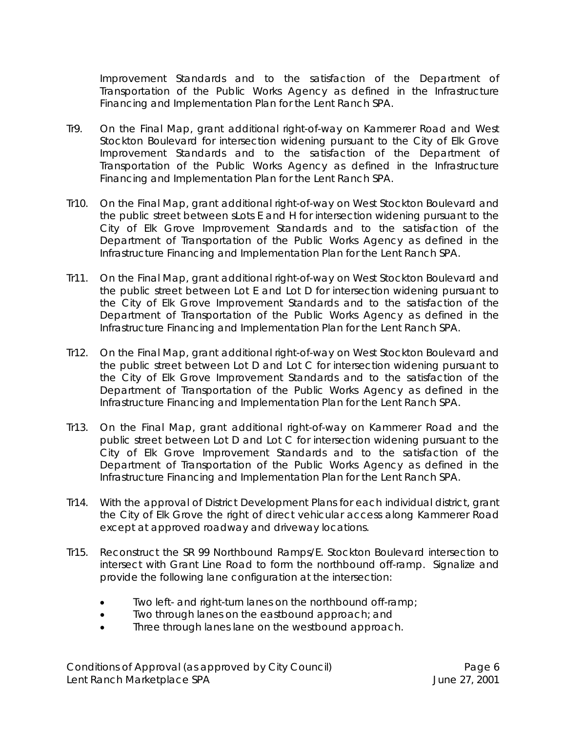Improvement Standards and to the satisfaction of the Department of Transportation of the Public Works Agency as defined in the Infrastructure Financing and Implementation Plan for the Lent Ranch SPA.

Tr9. On the Final Map, grant additional right-of-way on Kammerer Road and West Stockton Boulevard for intersection widening pursuant to the City of Elk Grove Improvement Standards and to the satisfaction of the Department of Transportation of the Public Works Agency as defined in the Infrastructure Financing and Implementation Plan for the Lent Ranch SPA.

Tr10. On the Final Map, grant additional right-of-way on West Stockton Boulevard and the public street between sLots E and H for intersection widening pursuant to the City of Elk Grove Improvement Standards and to the satisfaction of the Department of Transportation of the Public Works Agency as defined in the Infrastructure Financing and Implementation Plan for the Lent Ranch SPA.

Tr11. On the Final Map, grant additional right-of-way on West Stockton Boulevard and the public street between Lot E and Lot D for intersection widening pursuant to the City of Elk Grove Improvement Standards and to the satisfaction of the Department of Transportation of the Public Works Agency as defined in the Infrastructure Financing and Implementation Plan for the Lent Ranch SPA.

Tr12. On the Final Map, grant additional right-of-way on West Stockton Boulevard and the public street between Lot D and Lot C for intersection widening pursuant to the City of Elk Grove Improvement Standards and to the satisfaction of the Department of Transportation of the Public Works Agency as defined in the Infrastructure Financing and Implementation Plan for the Lent Ranch SPA.

Tr13. On the Final Map, grant additional right-of-way on Kammerer Road and the public street between Lot D and Lot C for intersection widening pursuant to the City of Elk Grove Improvement Standards and to the satisfaction of the Department of Transportation of the Public Works Agency as defined in the Infrastructure Financing and Implementation Plan for the Lent Ranch SPA.

Tr14. With the approval of District Development Plans for each individual district, grant the City of Elk Grove the right of direct vehicular access along Kammerer Road except at approved roadway and driveway locations.

Tr15. Reconstruct the SR 99 Northbound Ramps/E. Stockton Boulevard intersection to intersect with Grant Line Road to form the northbound off-ramp. Signalize and provide the following lane configuration at the intersection:

- Two left- and right-turn lanes on the northbound off-ramp;
- Two through lanes on the eastbound approach; and
- Three through lanes lane on the westbound approach.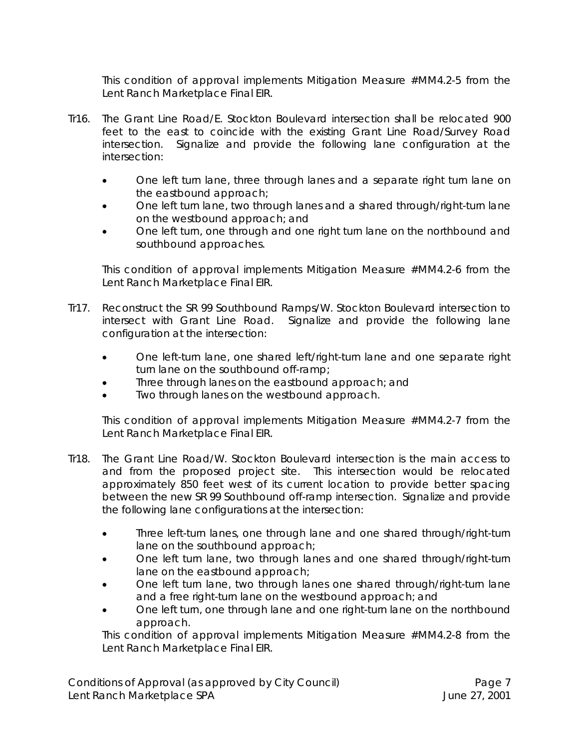This condition of approval implements Mitigation Measure #MM4.2-5 from the Lent Ranch Marketplace Final EIR.

Tr16. The Grant Line Road/E. Stockton Boulevard intersection shall be relocated 900 feet to the east to coincide with the existing Grant Line Road/Survey Road intersection. Signalize and provide the following lane configuration at the intersection:

- One left turn lane, three through lanes and a separate right turn lane on the eastbound approach;
- One left turn lane, two through lanes and a shared through/right-turn lane on the westbound approach; and
- One left turn, one through and one right turn lane on the northbound and southbound approaches.

This condition of approval implements Mitigation Measure #MM4.2-6 from the Lent Ranch Marketplace Final EIR.

Tr17. Reconstruct the SR 99 Southbound Ramps/W. Stockton Boulevard intersection to intersect with Grant Line Road. Signalize and provide the following lane configuration at the intersection:

- One left-turn lane, one shared left/right-turn lane and one separate right turn lane on the southbound off-ramp;
- Three through lanes on the eastbound approach; and
- Two through lanes on the westbound approach.

This condition of approval implements Mitigation Measure #MM4.2-7 from the Lent Ranch Marketplace Final EIR.

Tr18. The Grant Line Road/W. Stockton Boulevard intersection is the main access to and from the proposed project site. This intersection would be relocated approximately 850 feet west of its current location to provide better spacing between the new SR 99 Southbound off-ramp intersection. Signalize and provide the following lane configurations at the intersection:

- Three left-turn lanes, one through lane and one shared through/right-turn lane on the southbound approach;
- One left turn lane, two through lanes and one shared through/right-turn lane on the eastbound approach;
- One left turn lane, two through lanes one shared through/right-turn lane and a free right-turn lane on the westbound approach; and
- One left turn, one through lane and one right-turn lane on the northbound approach.

This condition of approval implements Mitigation Measure #MM4.2-8 from the Lent Ranch Marketplace Final EIR.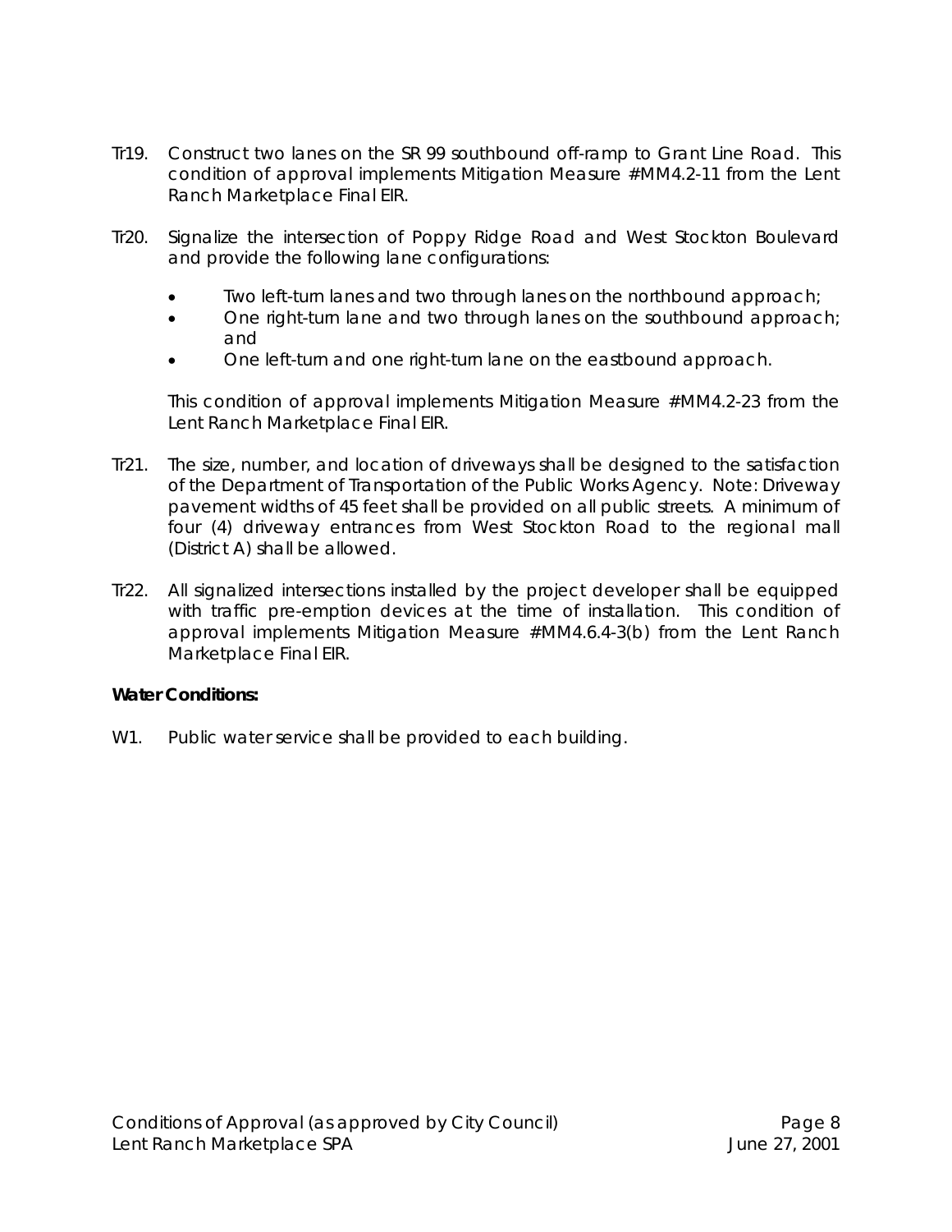Tr19. Construct two lanes on the SR 99 southbound off-ramp to Grant Line Road. This condition of approval implements Mitigation Measure #MM4.2-11 from the Lent Ranch Marketplace Final EIR.

Tr20. Signalize the intersection of Poppy Ridge Road and West Stockton Boulevard and provide the following lane configurations:

- Two left-turn lanes and two through lanes on the northbound approach;
- One right-turn lane and two through lanes on the southbound approach; and
- One left-turn and one right-turn lane on the eastbound approach.

This condition of approval implements Mitigation Measure #MM4.2-23 from the Lent Ranch Marketplace Final EIR.

Tr21. The size, number, and location of driveways shall be designed to the satisfaction of the Department of Transportation of the Public Works Agency. Note: Driveway pavement widths of 45 feet shall be provided on all public streets. A minimum of four (4) driveway entrances from West Stockton Road to the regional mall (District A) shall be allowed.

Tr22. All signalized intersections installed by the project developer shall be equipped with traffic pre-emption devices at the time of installation. This condition of approval implements Mitigation Measure #MM4.6.4-3(b) from the Lent Ranch Marketplace Final EIR.

**Water Conditions:**

W1. Public water service shall be provided to each building.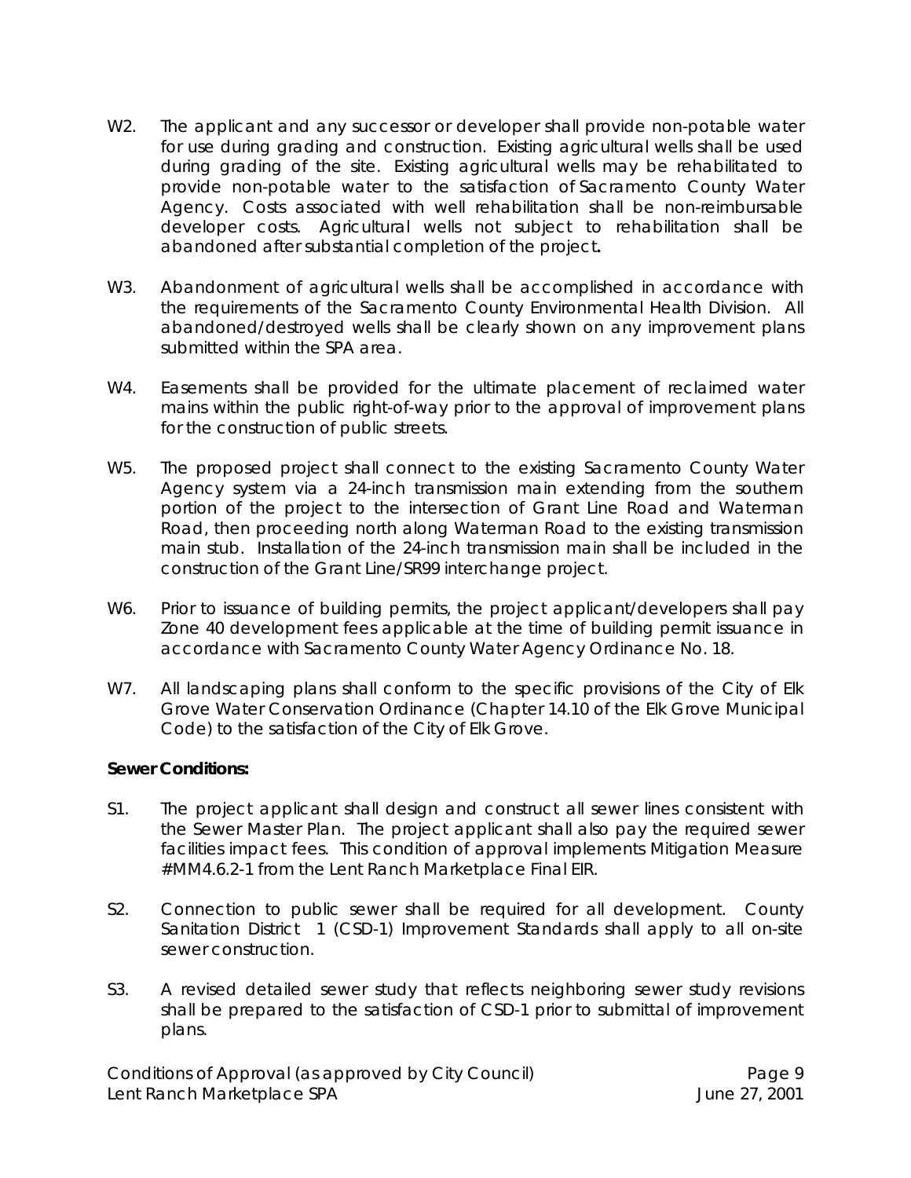W2. The applicant and any successor or developer shall provide non-potable water for use during grading and construction. Existing agricultural wells shall be used during grading of the site. Existing agricultural wells may be rehabilitated to provide non-potable water to the satisfaction of Sacramento County Water Agency. Costs associated with well rehabilitation shall be non-reimbursable developer costs. Agricultural wells not subject to rehabilitation shall be abandoned after substantial completion of the project**.**

W3. Abandonment of agricultural wells shall be accomplished in accordance with the requirements of the Sacramento County Environmental Health Division. All abandoned/destroyed wells shall be clearly shown on any improvement plans submitted within the SPA area.

W4. Easements shall be provided for the ultimate placement of reclaimed water mains within the public right-of-way prior to the approval of improvement plans for the construction of public streets.

W5. The proposed project shall connect to the existing Sacramento County Water Agency system via a 24-inch transmission main extending from the southern portion of the project to the intersection of Grant Line Road and Waterman Road, then proceeding north along Waterman Road to the existing transmission main stub. Installation of the 24-inch transmission main shall be included in the construction of the Grant Line/SR99 interchange project.

W6. Prior to issuance of building permits, the project applicant/developers shall pay Zone 40 development fees applicable at the time of building permit issuance in accordance with Sacramento County Water Agency Ordinance No. 18.

W7. All landscaping plans shall conform to the specific provisions of the City of Elk Grove Water Conservation Ordinance (Chapter 14.10 of the Elk Grove Municipal Code) to the satisfaction of the City of Elk Grove.

**Sewer Conditions:**

S1. The project applicant shall design and construct all sewer lines consistent with the Sewer Master Plan. The project applicant shall also pay the required sewer facilities impact fees. This condition of approval implements Mitigation Measure #MM4.6.2-1 from the Lent Ranch Marketplace Final EIR.

S2. Connection to public sewer shall be required for all development. County Sanitation District 1 (CSD-1) Improvement Standards shall apply to all on-site sewer construction.

S3. A revised detailed sewer study that reflects neighboring sewer study revisions shall be prepared to the satisfaction of CSD-1 prior to submittal of improvement plans.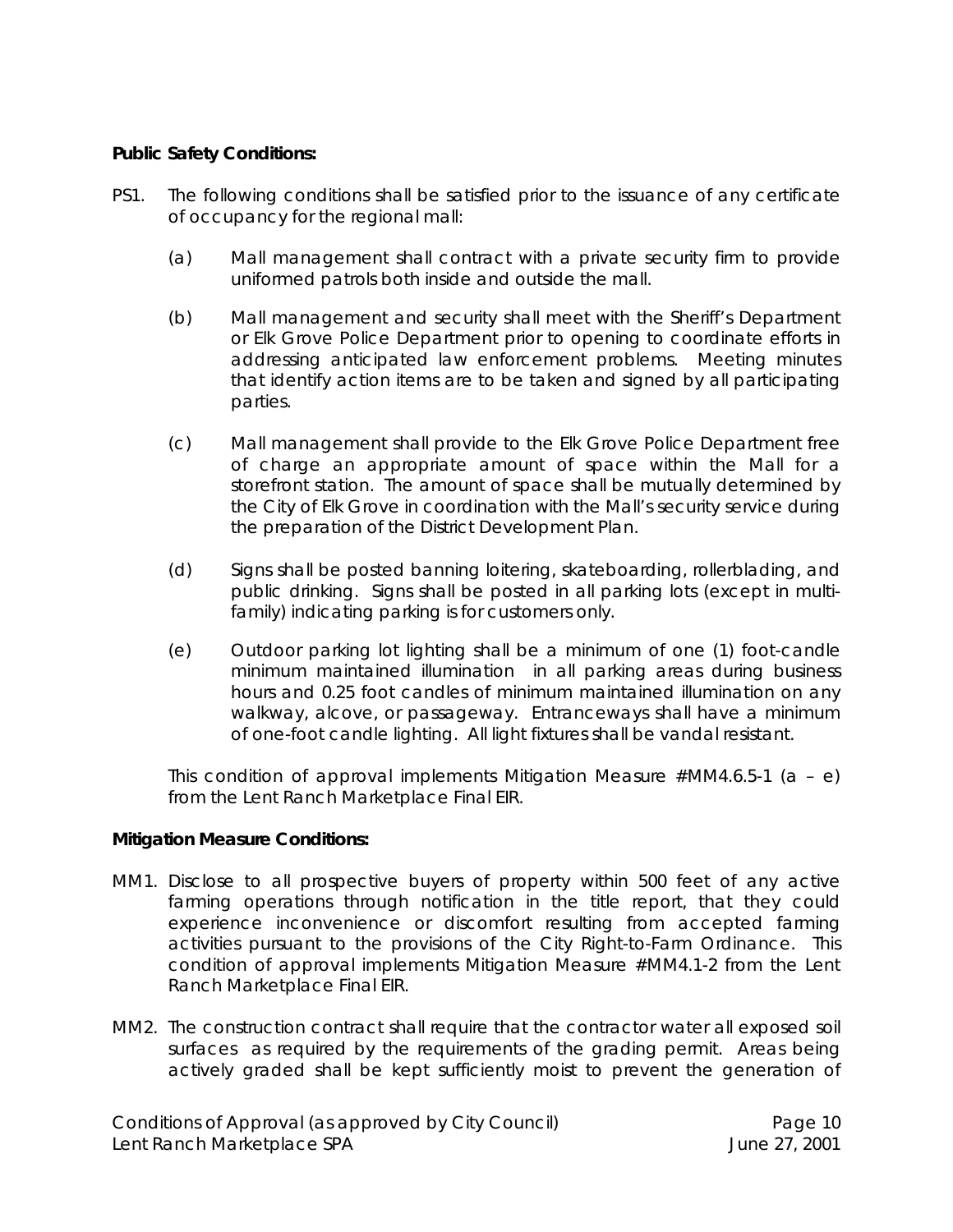**Public Safety Conditions:**

PS1. The following conditions shall be satisfied prior to the issuance of any certificate of occupancy for the regional mall:

(a) Mall management shall contract with a private security firm to provide uniformed patrols both inside and outside the mall.

(b) Mall management and security shall meet with the Sheriff's Department or Elk Grove Police Department prior to opening to coordinate efforts in addressing anticipated law enforcement problems. Meeting minutes that identify action items are to be taken and signed by all participating parties.

(c) Mall management shall provide to the Elk Grove Police Department free of charge an appropriate amount of space within the Mall for a storefront station. The amount of space shall be mutually determined by the City of Elk Grove in coordination with the Mall's security service during the preparation of the District Development Plan.

(d) Signs shall be posted banning loitering, skateboarding, rollerblading, and public drinking. Signs shall be posted in all parking lots (except in multi-family) indicating parking is for customers only.

(e) Outdoor parking lot lighting shall be a minimum of one (1) foot-candle minimum maintained illumination in all parking areas during business hours and 0.25 foot candles of minimum maintained illumination on any walkway, alcove, or passageway. Entranceways shall have a minimum of one-foot candle lighting. All light fixtures shall be vandal resistant.

This condition of approval implements Mitigation Measure #MM4.6.5-1 (a – e) from the Lent Ranch Marketplace Final EIR.

**Mitigation Measure Conditions:**

MM1. Disclose to all prospective buyers of property within 500 feet of any active farming operations through notification in the title report, that they could experience inconvenience or discomfort resulting from accepted farming activities pursuant to the provisions of the City Right-to-Farm Ordinance. This condition of approval implements Mitigation Measure #MM4.1-2 from the Lent Ranch Marketplace Final EIR.

MM2. The construction contract shall require that the contractor water all exposed soil surfaces as required by the requirements of the grading permit. Areas being actively graded shall be kept sufficiently moist to prevent the generation of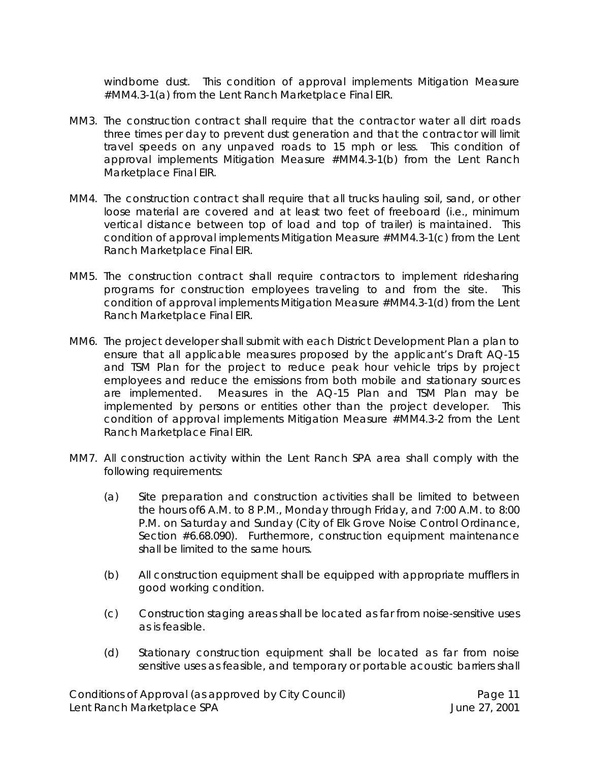windborne dust. This condition of approval implements Mitigation Measure #MM4.3-1(a) from the Lent Ranch Marketplace Final EIR.

MM3. The construction contract shall require that the contractor water all dirt roads three times per day to prevent dust generation and that the contractor will limit travel speeds on any unpaved roads to 15 mph or less. This condition of approval implements Mitigation Measure #MM4.3-1(b) from the Lent Ranch Marketplace Final EIR.

MM4. The construction contract shall require that all trucks hauling soil, sand, or other loose material are covered and at least two feet of freeboard (i.e., minimum vertical distance between top of load and top of trailer) is maintained. This condition of approval implements Mitigation Measure #MM4.3-1(c) from the Lent Ranch Marketplace Final EIR.

MM5. The construction contract shall require contractors to implement ridesharing programs for construction employees traveling to and from the site. This condition of approval implements Mitigation Measure #MM4.3-1(d) from the Lent Ranch Marketplace Final EIR.

MM6. The project developer shall submit with each District Development Plan a plan to ensure that all applicable measures proposed by the applicant's Draft AQ-15 and TSM Plan for the project to reduce peak hour vehicle trips by project employees and reduce the emissions from both mobile and stationary sources are implemented. Measures in the AQ-15 Plan and TSM Plan may be implemented by persons or entities other than the project developer. This condition of approval implements Mitigation Measure #MM4.3-2 from the Lent Ranch Marketplace Final EIR.

MM7. All construction activity within the Lent Ranch SPA area shall comply with the following requirements:

(a) Site preparation and construction activities shall be limited to between the hours of6 A.M. to 8 P.M., Monday through Friday, and 7:00 A.M. to 8:00 P.M. on Saturday and Sunday (City of Elk Grove Noise Control Ordinance, Section #6.68.090). Furthermore, construction equipment maintenance shall be limited to the same hours.

(b) All construction equipment shall be equipped with appropriate mufflers in good working condition.

(c) Construction staging areas shall be located as far from noise-sensitive uses as is feasible.

(d) Stationary construction equipment shall be located as far from noise sensitive uses as feasible, and temporary or portable acoustic barriers shall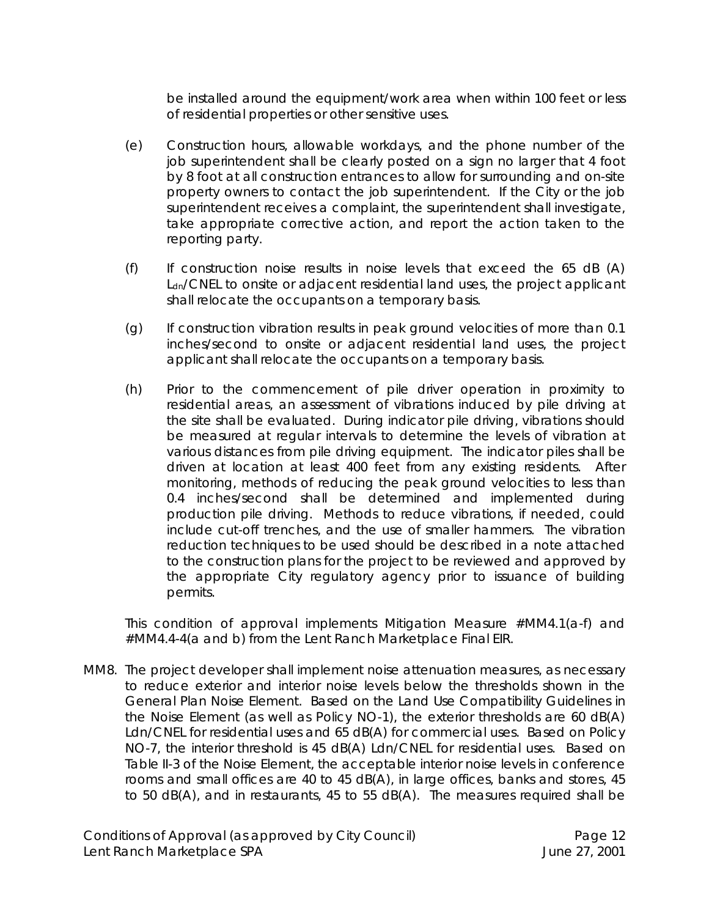be installed around the equipment/work area when within 100 feet or less of residential properties or other sensitive uses.

(e) Construction hours, allowable workdays, and the phone number of the job superintendent shall be clearly posted on a sign no larger that 4 foot by 8 foot at all construction entrances to allow for surrounding and on-site property owners to contact the job superintendent. If the City or the job superintendent receives a complaint, the superintendent shall investigate, take appropriate corrective action, and report the action taken to the reporting party.

(f) If construction noise results in noise levels that exceed the 65 dB (A) $L_{dn}$/CNEL to onsite or adjacent residential land uses, the project applicant shall relocate the occupants on a temporary basis.

(g) If construction vibration results in peak ground velocities of more than 0.1 inches/second to onsite or adjacent residential land uses, the project applicant shall relocate the occupants on a temporary basis.

(h) Prior to the commencement of pile driver operation in proximity to residential areas, an assessment of vibrations induced by pile driving at the site shall be evaluated. During indicator pile driving, vibrations should be measured at regular intervals to determine the levels of vibration at various distances from pile driving equipment. The indicator piles shall be driven at location at least 400 feet from any existing residents. After monitoring, methods of reducing the peak ground velocities to less than 0.4 inches/second shall be determined and implemented during production pile driving. Methods to reduce vibrations, if needed, could include cut-off trenches, and the use of smaller hammers. The vibration reduction techniques to be used should be described in a note attached to the construction plans for the project to be reviewed and approved by the appropriate City regulatory agency prior to issuance of building permits.

This condition of approval implements Mitigation Measure #MM4.1(a-f) and #MM4.4-4(a and b) from the Lent Ranch Marketplace Final EIR.

MM8. The project developer shall implement noise attenuation measures, as necessary to reduce exterior and interior noise levels below the thresholds shown in the General Plan Noise Element. Based on the Land Use Compatibility Guidelines in the Noise Element (as well as Policy NO-1), the exterior thresholds are 60 dB(A) Ldn/CNEL for residential uses and 65 dB(A) for commercial uses. Based on Policy NO-7, the interior threshold is 45 dB(A) Ldn/CNEL for residential uses. Based on Table II-3 of the Noise Element, the acceptable interior noise levels in conference rooms and small offices are 40 to 45 dB(A), in large offices, banks and stores, 45 to 50 dB(A), and in restaurants, 45 to 55 dB(A). The measures required shall be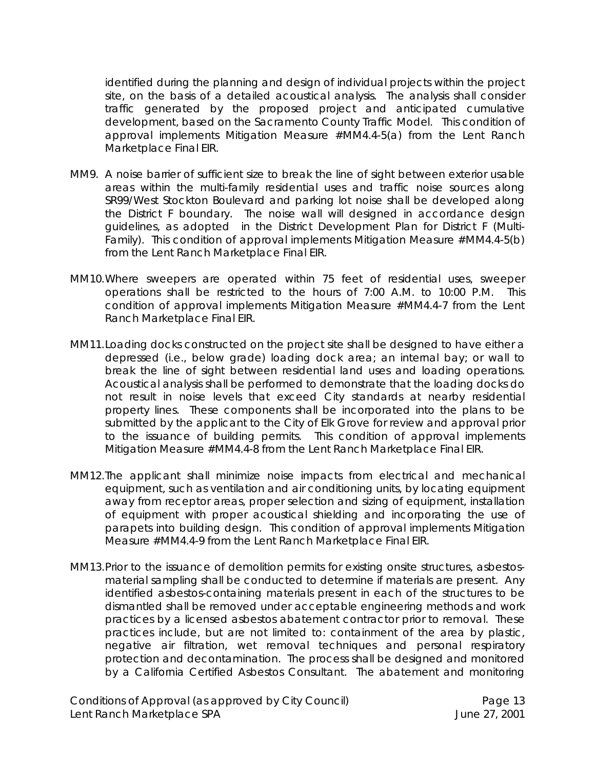identified during the planning and design of individual projects within the project site, on the basis of a detailed acoustical analysis. The analysis shall consider traffic generated by the proposed project and anticipated cumulative development, based on the Sacramento County Traffic Model. This condition of approval implements Mitigation Measure #MM4.4-5(a) from the Lent Ranch Marketplace Final EIR.

MM9. A noise barrier of sufficient size to break the line of sight between exterior usable areas within the multi-family residential uses and traffic noise sources along SR99/West Stockton Boulevard and parking lot noise shall be developed along the District F boundary. The noise wall will designed in accordance design guidelines, as adopted in the District Development Plan for District F (Multi-Family). This condition of approval implements Mitigation Measure #MM4.4-5(b) from the Lent Ranch Marketplace Final EIR.

MM10. Where sweepers are operated within 75 feet of residential uses, sweeper operations shall be restricted to the hours of 7:00 A.M. to 10:00 P.M. This condition of approval implements Mitigation Measure #MM4.4-7 from the Lent Ranch Marketplace Final EIR.

MM11. Loading docks constructed on the project site shall be designed to have either a depressed (i.e., below grade) loading dock area; an internal bay; or wall to break the line of sight between residential land uses and loading operations. Acoustical analysis shall be performed to demonstrate that the loading docks do not result in noise levels that exceed City standards at nearby residential property lines. These components shall be incorporated into the plans to be submitted by the applicant to the City of Elk Grove for review and approval prior to the issuance of building permits. This condition of approval implements Mitigation Measure #MM4.4-8 from the Lent Ranch Marketplace Final EIR.

MM12. The applicant shall minimize noise impacts from electrical and mechanical equipment, such as ventilation and air conditioning units, by locating equipment away from receptor areas, proper selection and sizing of equipment, installation of equipment with proper acoustical shielding and incorporating the use of parapets into building design. This condition of approval implements Mitigation Measure #MM4.4-9 from the Lent Ranch Marketplace Final EIR.

MM13. Prior to the issuance of demolition permits for existing onsite structures, asbestos-material sampling shall be conducted to determine if materials are present. Any identified asbestos-containing materials present in each of the structures to be dismantled shall be removed under acceptable engineering methods and work practices by a licensed asbestos abatement contractor prior to removal. These practices include, but are not limited to: containment of the area by plastic, negative air filtration, wet removal techniques and personal respiratory protection and decontamination. The process shall be designed and monitored by a California Certified Asbestos Consultant. The abatement and monitoring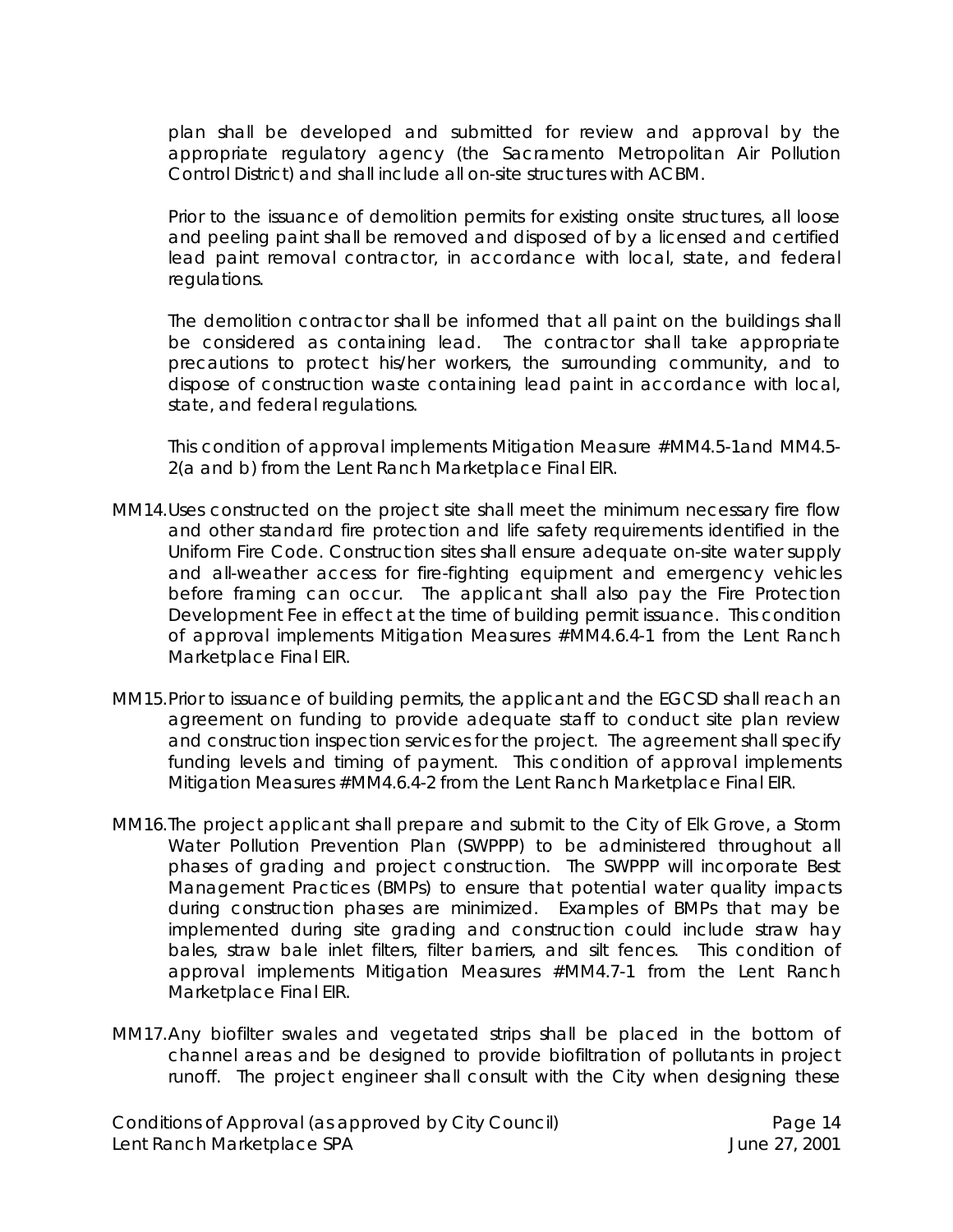plan shall be developed and submitted for review and approval by the appropriate regulatory agency (the Sacramento Metropolitan Air Pollution Control District) and shall include all on-site structures with ACBM.

Prior to the issuance of demolition permits for existing onsite structures, all loose and peeling paint shall be removed and disposed of by a licensed and certified lead paint removal contractor, in accordance with local, state, and federal regulations.

The demolition contractor shall be informed that all paint on the buildings shall be considered as containing lead. The contractor shall take appropriate precautions to protect his/her workers, the surrounding community, and to dispose of construction waste containing lead paint in accordance with local, state, and federal regulations.

This condition of approval implements Mitigation Measure #MM4.5-1and MM4.5-2(a and b) from the Lent Ranch Marketplace Final EIR.

MM14. Uses constructed on the project site shall meet the minimum necessary fire flow and other standard fire protection and life safety requirements identified in the Uniform Fire Code. Construction sites shall ensure adequate on-site water supply and all-weather access for fire-fighting equipment and emergency vehicles before framing can occur. The applicant shall also pay the Fire Protection Development Fee in effect at the time of building permit issuance. This condition of approval implements Mitigation Measures #MM4.6.4-1 from the Lent Ranch Marketplace Final EIR.

MM15. Prior to issuance of building permits, the applicant and the EGCSD shall reach an agreement on funding to provide adequate staff to conduct site plan review and construction inspection services for the project. The agreement shall specify funding levels and timing of payment. This condition of approval implements Mitigation Measures #MM4.6.4-2 from the Lent Ranch Marketplace Final EIR.

MM16. The project applicant shall prepare and submit to the City of Elk Grove, a Storm Water Pollution Prevention Plan (SWPPP) to be administered throughout all phases of grading and project construction. The SWPPP will incorporate Best Management Practices (BMPs) to ensure that potential water quality impacts during construction phases are minimized. Examples of BMPs that may be implemented during site grading and construction could include straw hay bales, straw bale inlet filters, filter barriers, and silt fences. This condition of approval implements Mitigation Measures #MM4.7-1 from the Lent Ranch Marketplace Final EIR.

MM17. Any biofilter swales and vegetated strips shall be placed in the bottom of channel areas and be designed to provide biofiltration of pollutants in project runoff. The project engineer shall consult with the City when designing these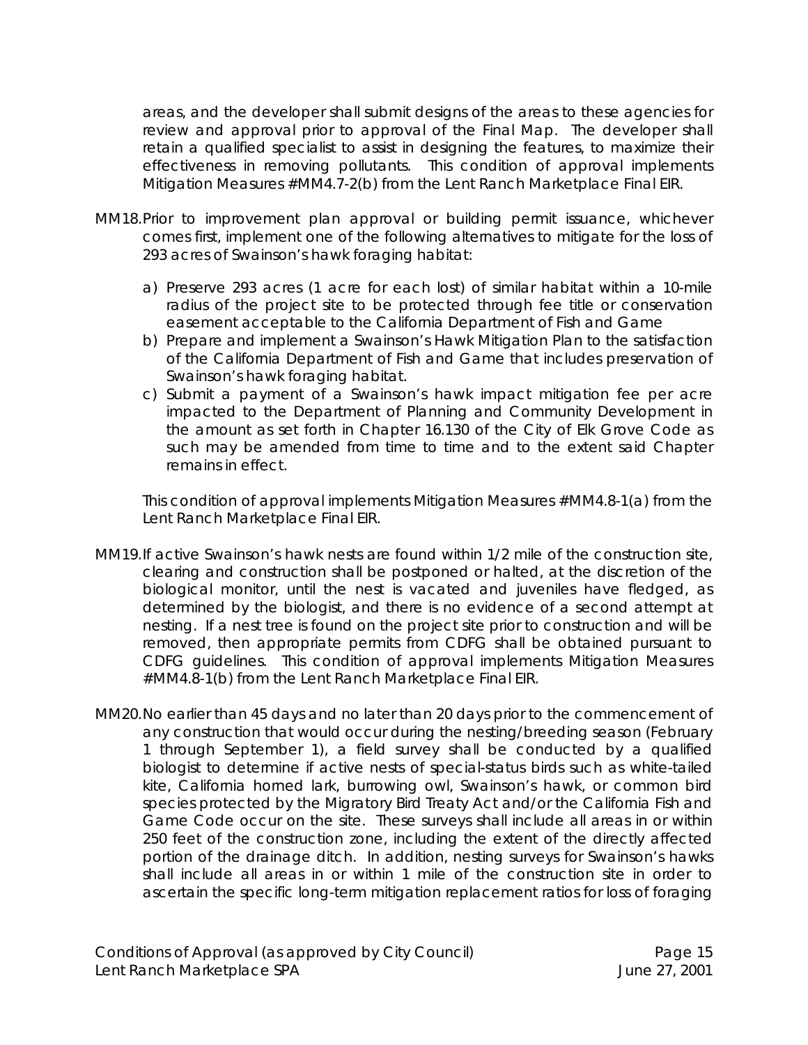areas, and the developer shall submit designs of the areas to these agencies for review and approval prior to approval of the Final Map. The developer shall retain a qualified specialist to assist in designing the features, to maximize their effectiveness in removing pollutants. This condition of approval implements Mitigation Measures #MM4.7-2(b) from the Lent Ranch Marketplace Final EIR.

MM18. Prior to improvement plan approval or building permit issuance, whichever comes first, implement one of the following alternatives to mitigate for the loss of 293 acres of Swainson's hawk foraging habitat:

a) Preserve 293 acres (1 acre for each lost) of similar habitat within a 10-mile radius of the project site to be protected through fee title or conservation easement acceptable to the California Department of Fish and Game
b) Prepare and implement a Swainson's Hawk Mitigation Plan to the satisfaction of the California Department of Fish and Game that includes preservation of Swainson's hawk foraging habitat.
c) Submit a payment of a Swainson's hawk impact mitigation fee per acre impacted to the Department of Planning and Community Development in the amount as set forth in Chapter 16.130 of the City of Elk Grove Code as such may be amended from time to time and to the extent said Chapter remains in effect.

This condition of approval implements Mitigation Measures #MM4.8-1(a) from the Lent Ranch Marketplace Final EIR.

MM19. If active Swainson's hawk nests are found within 1/2 mile of the construction site, clearing and construction shall be postponed or halted, at the discretion of the biological monitor, until the nest is vacated and juveniles have fledged, as determined by the biologist, and there is no evidence of a second attempt at nesting. If a nest tree is found on the project site prior to construction and will be removed, then appropriate permits from CDFG shall be obtained pursuant to CDFG guidelines. This condition of approval implements Mitigation Measures #MM4.8-1(b) from the Lent Ranch Marketplace Final EIR.

MM20. No earlier than 45 days and no later than 20 days prior to the commencement of any construction that would occur during the nesting/breeding season (February 1 through September 1), a field survey shall be conducted by a qualified biologist to determine if active nests of special-status birds such as white-tailed kite, California horned lark, burrowing owl, Swainson's hawk, or common bird species protected by the Migratory Bird Treaty Act and/or the California Fish and Game Code occur on the site. These surveys shall include all areas in or within 250 feet of the construction zone, including the extent of the directly affected portion of the drainage ditch. In addition, nesting surveys for Swainson's hawks shall include all areas in or within 1 mile of the construction site in order to ascertain the specific long-term mitigation replacement ratios for loss of foraging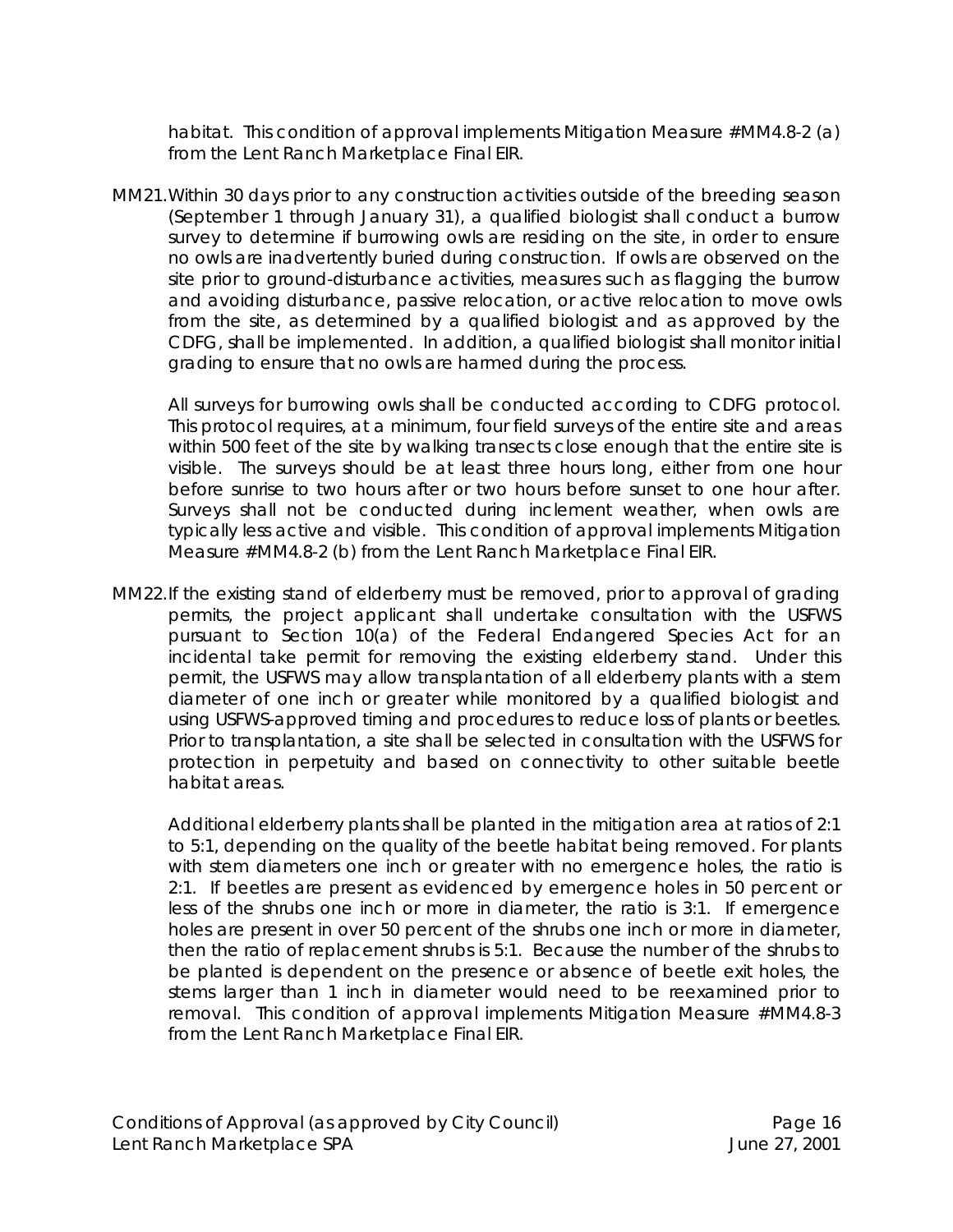habitat. This condition of approval implements Mitigation Measure #MM4.8-2 (a) from the Lent Ranch Marketplace Final EIR.

MM21. Within 30 days prior to any construction activities outside of the breeding season (September 1 through January 31), a qualified biologist shall conduct a burrow survey to determine if burrowing owls are residing on the site, in order to ensure no owls are inadvertently buried during construction. If owls are observed on the site prior to ground-disturbance activities, measures such as flagging the burrow and avoiding disturbance, passive relocation, or active relocation to move owls from the site, as determined by a qualified biologist and as approved by the CDFG, shall be implemented. In addition, a qualified biologist shall monitor initial grading to ensure that no owls are harmed during the process.

All surveys for burrowing owls shall be conducted according to CDFG protocol. This protocol requires, at a minimum, four field surveys of the entire site and areas within 500 feet of the site by walking transects close enough that the entire site is visible. The surveys should be at least three hours long, either from one hour before sunrise to two hours after or two hours before sunset to one hour after. Surveys shall not be conducted during inclement weather, when owls are typically less active and visible. This condition of approval implements Mitigation Measure #MM4.8-2 (b) from the Lent Ranch Marketplace Final EIR.

MM22. If the existing stand of elderberry must be removed, prior to approval of grading permits, the project applicant shall undertake consultation with the USFWS pursuant to Section 10(a) of the Federal Endangered Species Act for an incidental take permit for removing the existing elderberry stand. Under this permit, the USFWS may allow transplantation of all elderberry plants with a stem diameter of one inch or greater while monitored by a qualified biologist and using USFWS-approved timing and procedures to reduce loss of plants or beetles. Prior to transplantation, a site shall be selected in consultation with the USFWS for protection in perpetuity and based on connectivity to other suitable beetle habitat areas.

Additional elderberry plants shall be planted in the mitigation area at ratios of 2:1 to 5:1, depending on the quality of the beetle habitat being removed. For plants with stem diameters one inch or greater with no emergence holes, the ratio is 2:1. If beetles are present as evidenced by emergence holes in 50 percent or less of the shrubs one inch or more in diameter, the ratio is 3:1. If emergence holes are present in over 50 percent of the shrubs one inch or more in diameter, then the ratio of replacement shrubs is 5:1. Because the number of the shrubs to be planted is dependent on the presence or absence of beetle exit holes, the stems larger than 1 inch in diameter would need to be reexamined prior to removal. This condition of approval implements Mitigation Measure #MM4.8-3 from the Lent Ranch Marketplace Final EIR.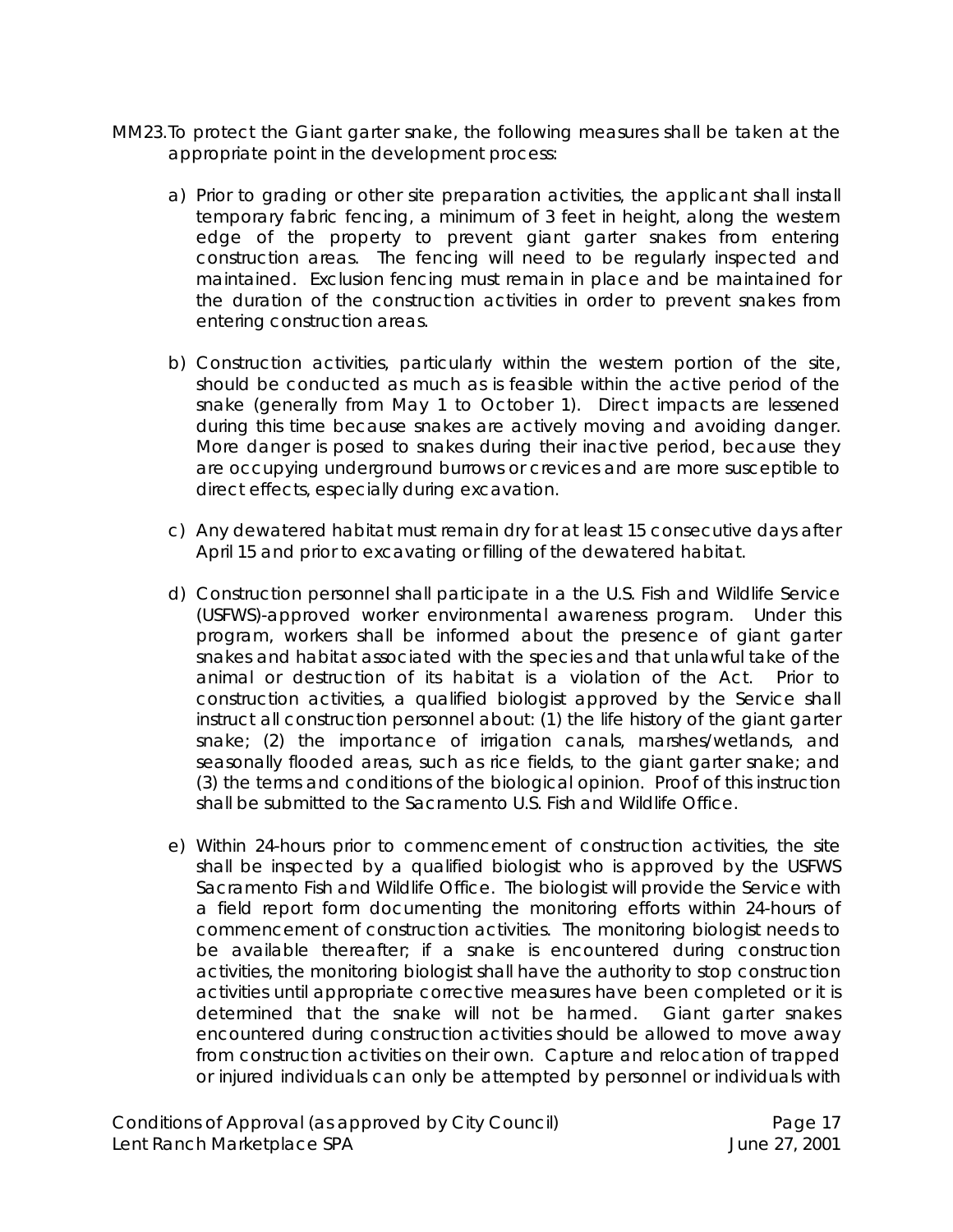MM23. To protect the Giant garter snake, the following measures shall be taken at the appropriate point in the development process:

a) Prior to grading or other site preparation activities, the applicant shall install temporary fabric fencing, a minimum of 3 feet in height, along the western edge of the property to prevent giant garter snakes from entering construction areas. The fencing will need to be regularly inspected and maintained. Exclusion fencing must remain in place and be maintained for the duration of the construction activities in order to prevent snakes from entering construction areas.

b) Construction activities, particularly within the western portion of the site, should be conducted as much as is feasible within the active period of the snake (generally from May 1 to October 1). Direct impacts are lessened during this time because snakes are actively moving and avoiding danger. More danger is posed to snakes during their inactive period, because they are occupying underground burrows or crevices and are more susceptible to direct effects, especially during excavation.

c) Any dewatered habitat must remain dry for at least 15 consecutive days after April 15 and prior to excavating or filling of the dewatered habitat.

d) Construction personnel shall participate in a the U.S. Fish and Wildlife Service (USFWS)-approved worker environmental awareness program. Under this program, workers shall be informed about the presence of giant garter snakes and habitat associated with the species and that unlawful take of the animal or destruction of its habitat is a violation of the Act. Prior to construction activities, a qualified biologist approved by the Service shall instruct all construction personnel about: (1) the life history of the giant garter snake; (2) the importance of irrigation canals, marshes/wetlands, and seasonally flooded areas, such as rice fields, to the giant garter snake; and (3) the terms and conditions of the biological opinion. Proof of this instruction shall be submitted to the Sacramento U.S. Fish and Wildlife Office.

e) Within 24-hours prior to commencement of construction activities, the site shall be inspected by a qualified biologist who is approved by the USFWS Sacramento Fish and Wildlife Office. The biologist will provide the Service with a field report form documenting the monitoring efforts within 24-hours of commencement of construction activities. The monitoring biologist needs to be available thereafter; if a snake is encountered during construction activities, the monitoring biologist shall have the authority to stop construction activities until appropriate corrective measures have been completed or it is determined that the snake will not be harmed. Giant garter snakes encountered during construction activities should be allowed to move away from construction activities on their own. Capture and relocation of trapped or injured individuals can only be attempted by personnel or individuals with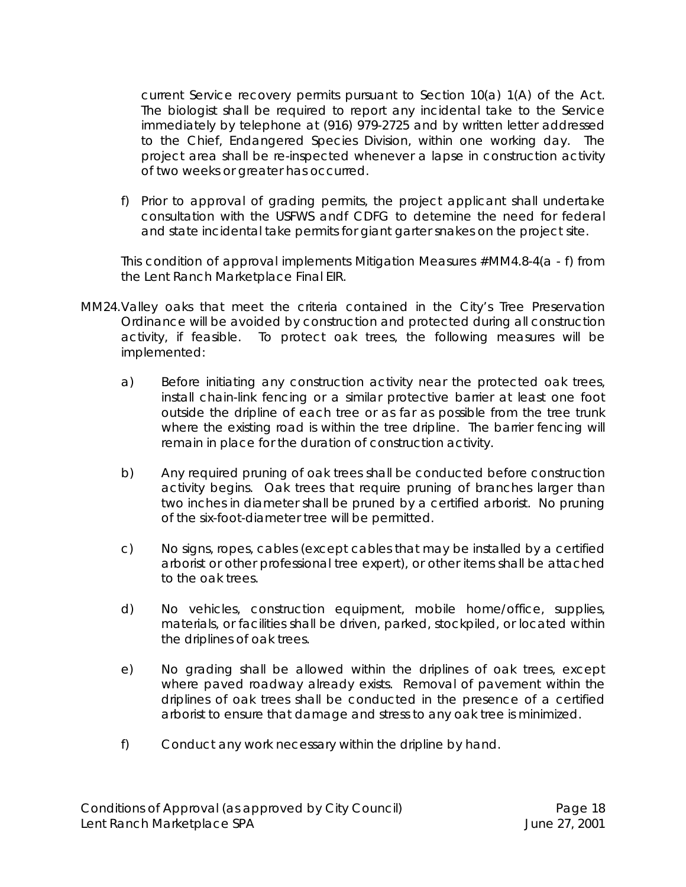current Service recovery permits pursuant to Section 10(a) 1(A) of the Act. The biologist shall be required to report any incidental take to the Service immediately by telephone at (916) 979-2725 and by written letter addressed to the Chief, Endangered Species Division, within one working day. The project area shall be re-inspected whenever a lapse in construction activity of two weeks or greater has occurred.

f) Prior to approval of grading permits, the project applicant shall undertake consultation with the USFWS andf CDFG to detemine the need for federal and state incidental take permits for giant garter snakes on the project site.

This condition of approval implements Mitigation Measures #MM4.8-4(a - f) from the Lent Ranch Marketplace Final EIR.

MM24. Valley oaks that meet the criteria contained in the City's Tree Preservation Ordinance will be avoided by construction and protected during all construction activity, if feasible. To protect oak trees, the following measures will be implemented:

a) Before initiating any construction activity near the protected oak trees, install chain-link fencing or a similar protective barrier at least one foot outside the dripline of each tree or as far as possible from the tree trunk where the existing road is within the tree dripline. The barrier fencing will remain in place for the duration of construction activity.

b) Any required pruning of oak trees shall be conducted before construction activity begins. Oak trees that require pruning of branches larger than two inches in diameter shall be pruned by a certified arborist. No pruning of the six-foot-diameter tree will be permitted.

c) No signs, ropes, cables (except cables that may be installed by a certified arborist or other professional tree expert), or other items shall be attached to the oak trees.

d) No vehicles, construction equipment, mobile home/office, supplies, materials, or facilities shall be driven, parked, stockpiled, or located within the driplines of oak trees.

e) No grading shall be allowed within the driplines of oak trees, except where paved roadway already exists. Removal of pavement within the driplines of oak trees shall be conducted in the presence of a certified arborist to ensure that damage and stress to any oak tree is minimized.

f) Conduct any work necessary within the dripline by hand.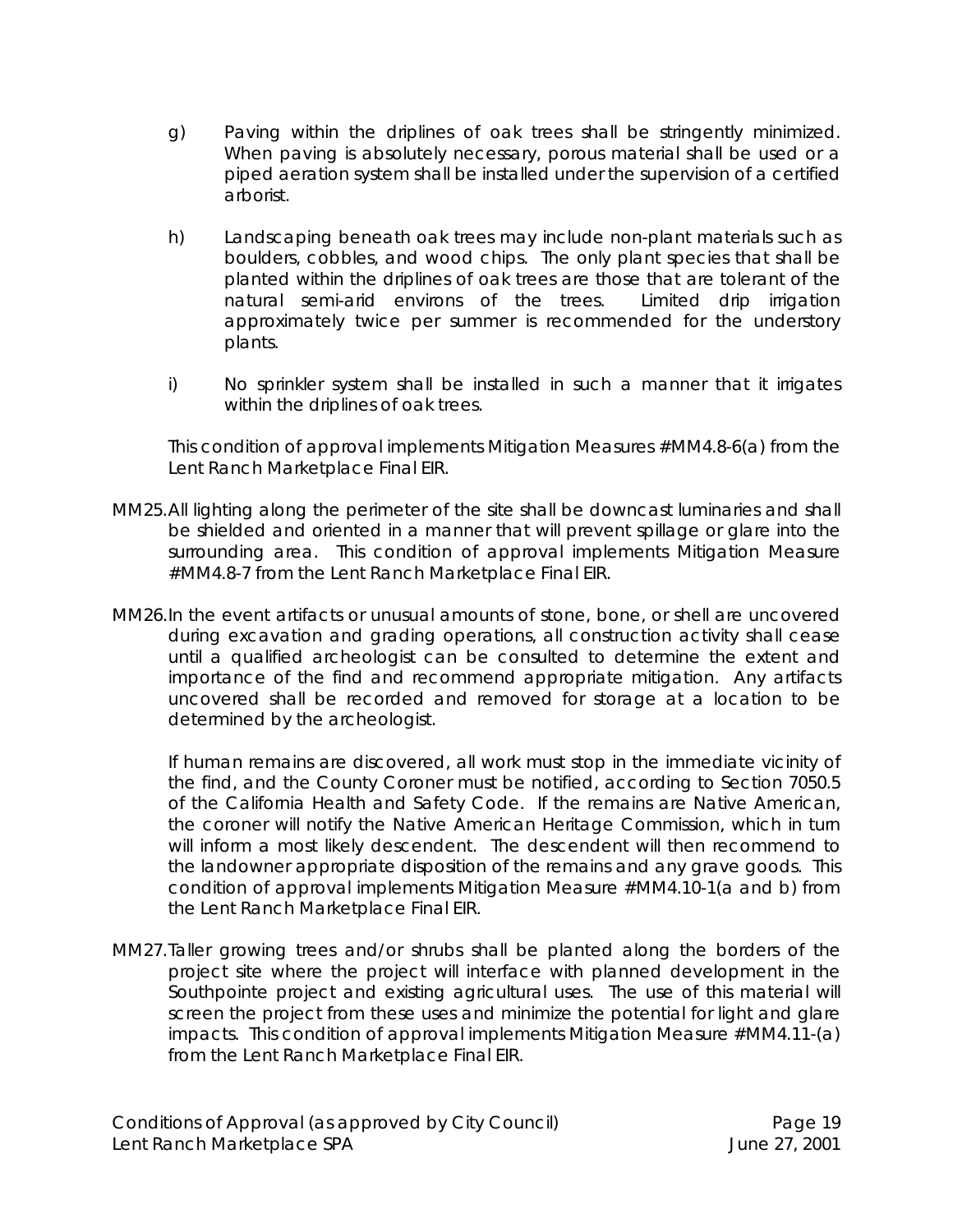g) Paving within the driplines of oak trees shall be stringently minimized. When paving is absolutely necessary, porous material shall be used or a piped aeration system shall be installed under the supervision of a certified arborist.

h) Landscaping beneath oak trees may include non-plant materials such as boulders, cobbles, and wood chips. The only plant species that shall be planted within the driplines of oak trees are those that are tolerant of the natural semi-arid environs of the trees. Limited drip irrigation approximately twice per summer is recommended for the understory plants.

i) No sprinkler system shall be installed in such a manner that it irrigates within the driplines of oak trees.

This condition of approval implements Mitigation Measures #MM4.8-6(a) from the Lent Ranch Marketplace Final EIR.

MM25. All lighting along the perimeter of the site shall be downcast luminaries and shall be shielded and oriented in a manner that will prevent spillage or glare into the surrounding area. This condition of approval implements Mitigation Measure #MM4.8-7 from the Lent Ranch Marketplace Final EIR.

MM26. In the event artifacts or unusual amounts of stone, bone, or shell are uncovered during excavation and grading operations, all construction activity shall cease until a qualified archeologist can be consulted to determine the extent and importance of the find and recommend appropriate mitigation. Any artifacts uncovered shall be recorded and removed for storage at a location to be determined by the archeologist.

If human remains are discovered, all work must stop in the immediate vicinity of the find, and the County Coroner must be notified, according to Section 7050.5 of the California Health and Safety Code. If the remains are Native American, the coroner will notify the Native American Heritage Commission, which in turn will inform a most likely descendent. The descendent will then recommend to the landowner appropriate disposition of the remains and any grave goods. This condition of approval implements Mitigation Measure #MM4.10-1(a and b) from the Lent Ranch Marketplace Final EIR.

MM27. Taller growing trees and/or shrubs shall be planted along the borders of the project site where the project will interface with planned development in the Southpointe project and existing agricultural uses. The use of this material will screen the project from these uses and minimize the potential for light and glare impacts. This condition of approval implements Mitigation Measure #MM4.11-(a) from the Lent Ranch Marketplace Final EIR.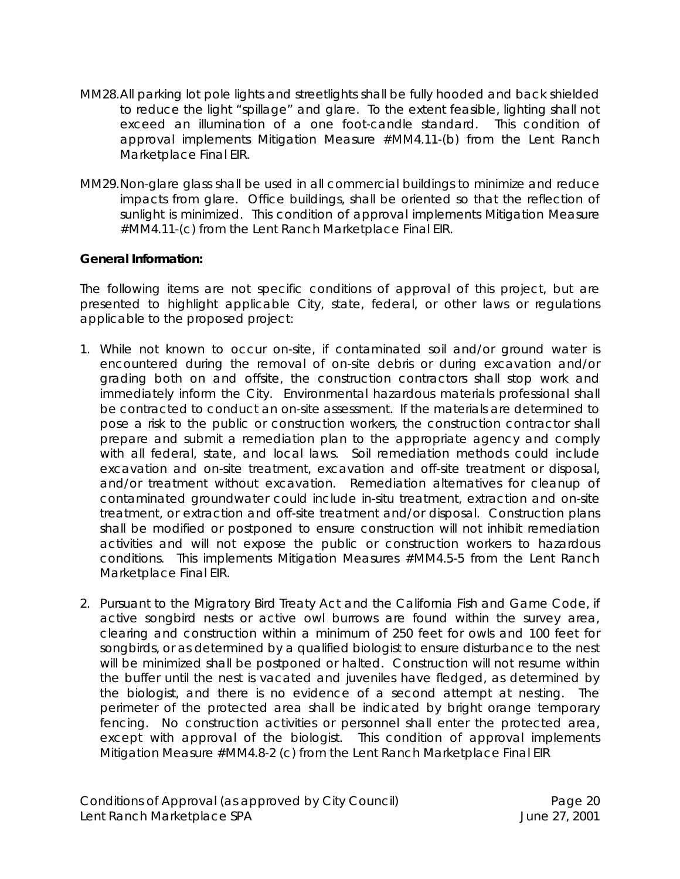MM28. All parking lot pole lights and streetlights shall be fully hooded and back shielded to reduce the light "spillage" and glare. To the extent feasible, lighting shall not exceed an illumination of a one foot-candle standard. This condition of approval implements Mitigation Measure #MM4.11-(b) from the Lent Ranch Marketplace Final EIR.

MM29. Non-glare glass shall be used in all commercial buildings to minimize and reduce impacts from glare. Office buildings, shall be oriented so that the reflection of sunlight is minimized. This condition of approval implements Mitigation Measure #MM4.11-(c) from the Lent Ranch Marketplace Final EIR.

**General Information:**

The following items are not specific conditions of approval of this project, but are presented to highlight applicable City, state, federal, or other laws or regulations applicable to the proposed project:

1. While not known to occur on-site, if contaminated soil and/or ground water is encountered during the removal of on-site debris or during excavation and/or grading both on and offsite, the construction contractors shall stop work and immediately inform the City. Environmental hazardous materials professional shall be contracted to conduct an on-site assessment. If the materials are determined to pose a risk to the public or construction workers, the construction contractor shall prepare and submit a remediation plan to the appropriate agency and comply with all federal, state, and local laws. Soil remediation methods could include excavation and on-site treatment, excavation and off-site treatment or disposal, and/or treatment without excavation. Remediation alternatives for cleanup of contaminated groundwater could include in-situ treatment, extraction and on-site treatment, or extraction and off-site treatment and/or disposal. Construction plans shall be modified or postponed to ensure construction will not inhibit remediation activities and will not expose the public or construction workers to hazardous conditions. This implements Mitigation Measures #MM4.5-5 from the Lent Ranch Marketplace Final EIR.

2. Pursuant to the Migratory Bird Treaty Act and the California Fish and Game Code, if active songbird nests or active owl burrows are found within the survey area, clearing and construction within a minimum of 250 feet for owls and 100 feet for songbirds, or as determined by a qualified biologist to ensure disturbance to the nest will be minimized shall be postponed or halted. Construction will not resume within the buffer until the nest is vacated and juveniles have fledged, as determined by the biologist, and there is no evidence of a second attempt at nesting. The perimeter of the protected area shall be indicated by bright orange temporary fencing. No construction activities or personnel shall enter the protected area, except with approval of the biologist. This condition of approval implements Mitigation Measure #MM4.8-2 (c) from the Lent Ranch Marketplace Final EIR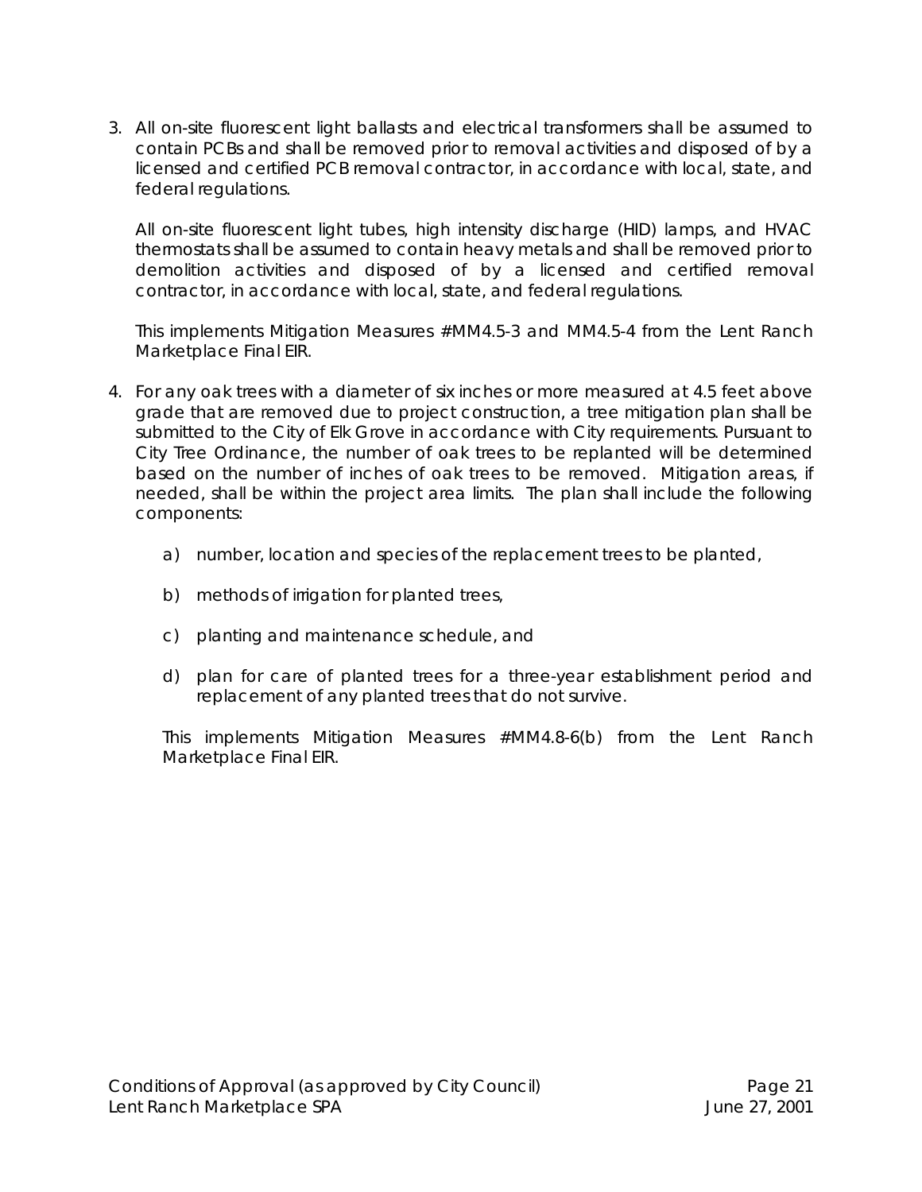3. All on-site fluorescent light ballasts and electrical transformers shall be assumed to contain PCBs and shall be removed prior to removal activities and disposed of by a licensed and certified PCB removal contractor, in accordance with local, state, and federal regulations.

   All on-site fluorescent light tubes, high intensity discharge (HID) lamps, and HVAC thermostats shall be assumed to contain heavy metals and shall be removed prior to demolition activities and disposed of by a licensed and certified removal contractor, in accordance with local, state, and federal regulations.

   This implements Mitigation Measures #MM4.5-3 and MM4.5-4 from the Lent Ranch Marketplace Final EIR.

4. For any oak trees with a diameter of six inches or more measured at 4.5 feet above grade that are removed due to project construction, a tree mitigation plan shall be submitted to the City of Elk Grove in accordance with City requirements. Pursuant to City Tree Ordinance, the number of oak trees to be replanted will be determined based on the number of inches of oak trees to be removed. Mitigation areas, if needed, shall be within the project area limits. The plan shall include the following components:

   a) number, location and species of the replacement trees to be planted,

   b) methods of irrigation for planted trees,

   c) planting and maintenance schedule, and

   d) plan for care of planted trees for a three-year establishment period and replacement of any planted trees that do not survive.

   This implements Mitigation Measures #MM4.8-6(b) from the Lent Ranch Marketplace Final EIR.